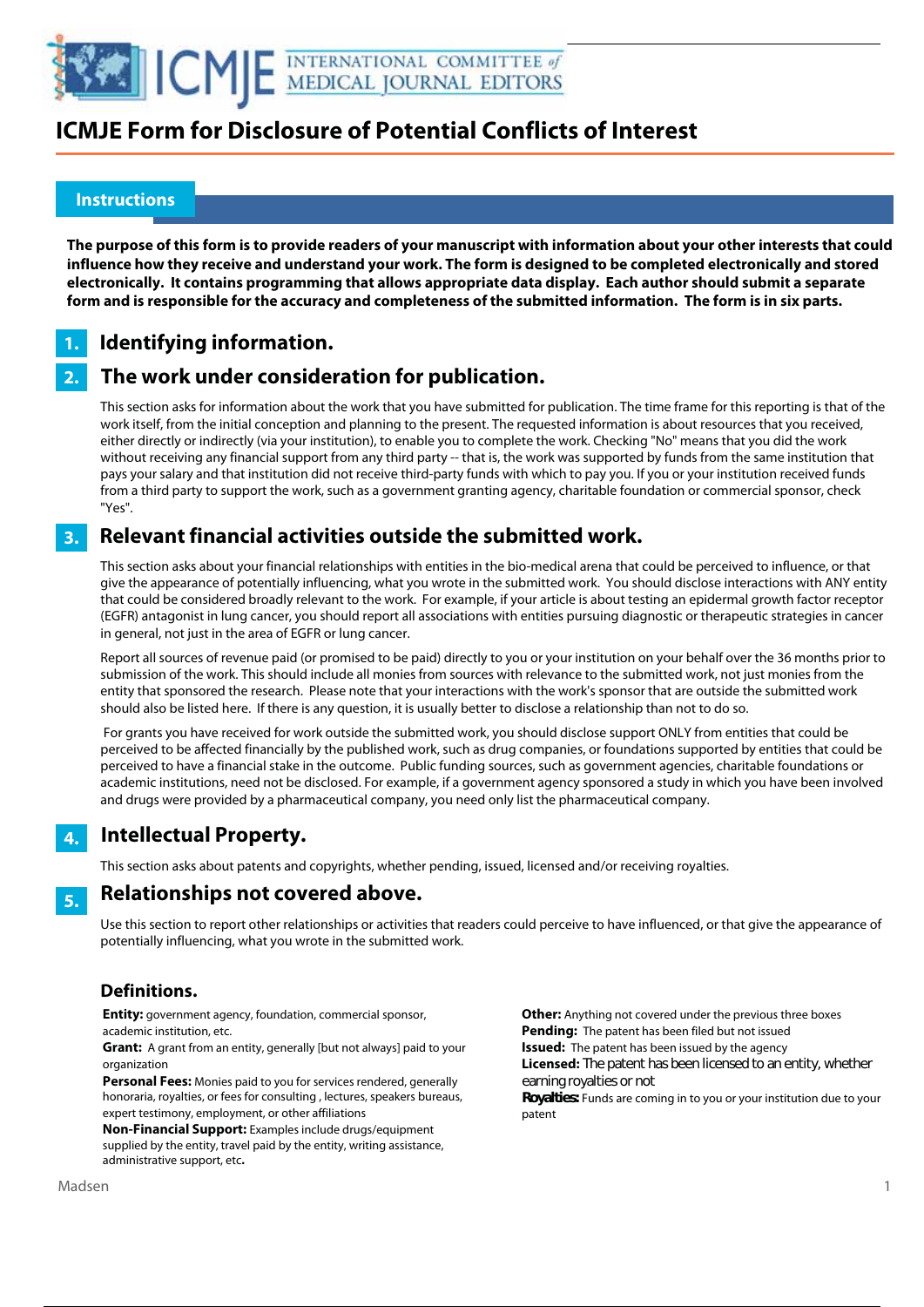# ICMJE Form for Disclosure of Potential Conflicts of Interest

## Instructions

**The purpose of this form is to provide readers of your manuscript with information about your other interests that could influence how they receive and understand your work. The form is designed to be completed electronically and stored electronically. It contains programming that allows appropriate data display. Each author should submit a separate form and is responsible for the accuracy and completeness of the submitted information. The form is in six parts.**

### 1. Identifying information.

### 2. The work under consideration for publication.

This section asks for information about the work that you have submitted for publication. The time frame for this reporting is that of the work itself, from the initial conception and planning to the present. The requested information is about resources that you received, either directly or indirectly (via your institution), to enable you to complete the work. Checking "No" means that you did the work without receiving any financial support from any third party -- that is, the work was supported by funds from the same institution that pays your salary and that institution did not receive third-party funds with which to pay you. If you or your institution received funds from a third party to support the work, such as a government granting agency, charitable foundation or commercial sponsor, check "Yes".

### 3. Relevant financial activities outside the submitted work.

This section asks about your financial relationships with entities in the bio-medical arena that could be perceived to influence, or that give the appearance of potentially influencing, what you wrote in the submitted work. You should disclose interactions with ANY entity that could be considered broadly relevant to the work. For example, if your article is about testing an epidermal growth factor receptor (EGFR) antagonist in lung cancer, you should report all associations with entities pursuing diagnostic or therapeutic strategies in cancer in general, not just in the area of EGFR or lung cancer.

Report all sources of revenue paid (or promised to be paid) directly to you or your institution on your behalf over the 36 months prior to submission of the work. This should include all monies from sources with relevance to the submitted work, not just monies from the entity that sponsored the research. Please note that your interactions with the work's sponsor that are outside the submitted work should also be listed here. If there is any question, it is usually better to disclose a relationship than not to do so.

For grants you have received for work outside the submitted work, you should disclose support ONLY from entities that could be perceived to be affected financially by the published work, such as drug companies, or foundations supported by entities that could be perceived to have a financial stake in the outcome. Public funding sources, such as government agencies, charitable foundations or academic institutions, need not be disclosed. For example, if a government agency sponsored a study in which you have been involved and drugs were provided by a pharmaceutical company, you need only list the pharmaceutical company.

### 4. Intellectual Property.

This section asks about patents and copyrights, whether pending, issued, licensed and/or receiving royalties.

### 5. Relationships not covered above.

Use this section to report other relationships or activities that readers could perceive to have influenced, or that give the appearance of potentially influencing, what you wrote in the submitted work.

### Definitions.

**Entity:** government agency, foundation, commercial sponsor, academic institution, etc.

**Grant:** A grant from an entity, generally [but not always] paid to your organization

**Personal Fees:** Monies paid to you for services rendered, generally honoraria, royalties, or fees for consulting , lectures, speakers bureaus, expert testimony, employment, or other affiliations

**Non-Financial Support:** Examples include drugs/equipment supplied by the entity, travel paid by the entity, writing assistance, administrative support, etc**.**

**Other:** Anything not covered under the previous three boxes

**Pending:** The patent has been filed but not issued

**Issued:** The patent has been issued by the agency

**Licensed:** The patent has been licensed to an entity, whether earning royalties or not

**Royalties:** Funds are coming in to you or your institution due to your patent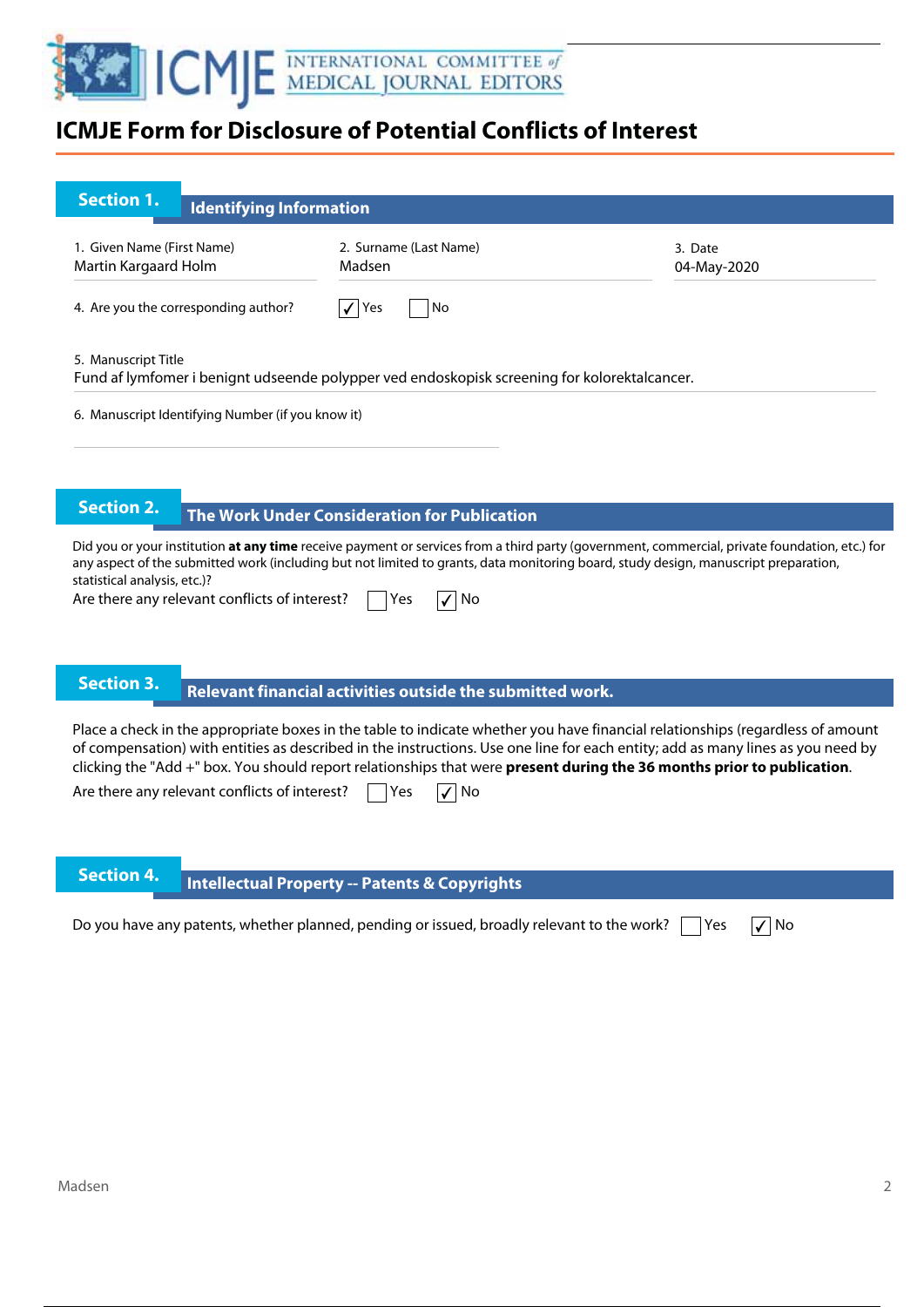# ICMJE Form for Disclosure of Potential Conflicts of Interest

## Section 1. Identifying Information

| 1. Given Name (First Name) | 2. Surname (Last Name) | 3. Date |
|---|---|---|
| Martin Kargaard Holm | Madsen | 04-May-2020 |

4. Are you the corresponding author? ☑ Yes ☐ No

5. Manuscript Title
Fund af lymfomer i benignt udseende polypper ved endoskopisk screening for kolorektalcancer.

6. Manuscript Identifying Number (if you know it)

## Section 2. The Work Under Consideration for Publication

Did you or your institution **at any time** receive payment or services from a third party (government, commercial, private foundation, etc.) for any aspect of the submitted work (including but not limited to grants, data monitoring board, study design, manuscript preparation, statistical analysis, etc.)?

Are there any relevant conflicts of interest? ☐ Yes ☑ No

## Section 3. Relevant financial activities outside the submitted work.

Place a check in the appropriate boxes in the table to indicate whether you have financial relationships (regardless of amount of compensation) with entities as described in the instructions. Use one line for each entity; add as many lines as you need by clicking the "Add +" box. You should report relationships that were **present during the 36 months prior to publication**.

Are there any relevant conflicts of interest? ☐ Yes ☑ No

## Section 4. Intellectual Property -- Patents & Copyrights

Do you have any patents, whether planned, pending or issued, broadly relevant to the work? ☐ Yes ☑ No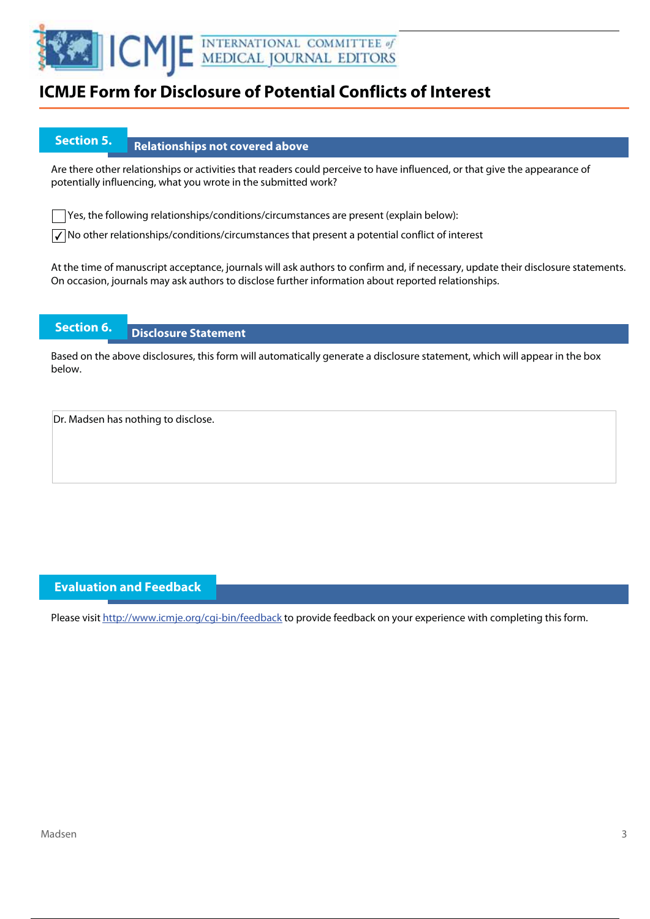# ICMJE Form for Disclosure of Potential Conflicts of Interest

## Section 5. Relationships not covered above

Are there other relationships or activities that readers could perceive to have influenced, or that give the appearance of potentially influencing, what you wrote in the submitted work?

☐ Yes, the following relationships/conditions/circumstances are present (explain below):

☑ No other relationships/conditions/circumstances that present a potential conflict of interest

At the time of manuscript acceptance, journals will ask authors to confirm and, if necessary, update their disclosure statements. On occasion, journals may ask authors to disclose further information about reported relationships.

## Section 6. Disclosure Statement

Based on the above disclosures, this form will automatically generate a disclosure statement, which will appear in the box below.

Dr. Madsen has nothing to disclose.

## Evaluation and Feedback

Please visit http://www.icmje.org/cgi-bin/feedback to provide feedback on your experience with completing this form.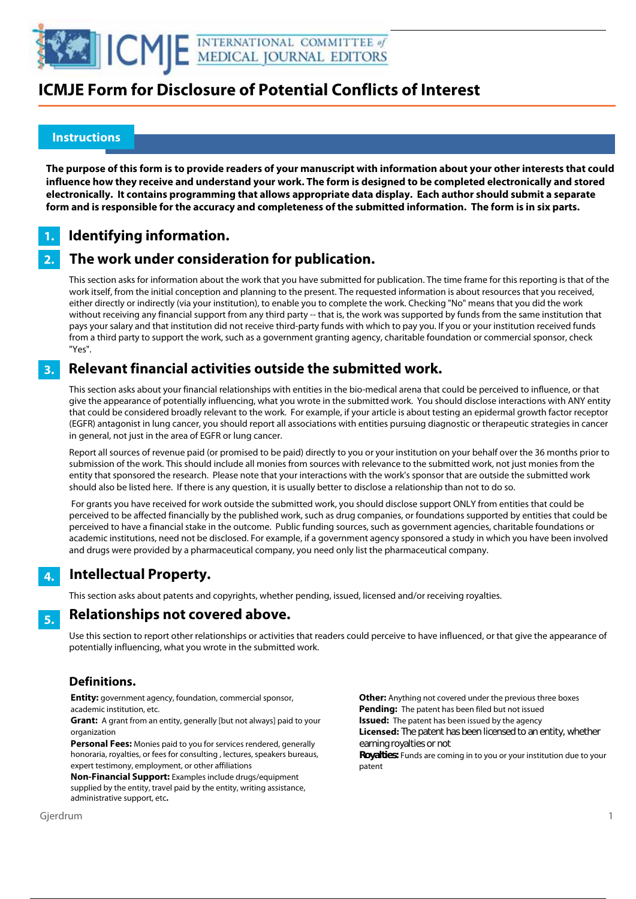# ICMJE Form for Disclosure of Potential Conflicts of Interest

## Instructions

**The purpose of this form is to provide readers of your manuscript with information about your other interests that could influence how they receive and understand your work. The form is designed to be completed electronically and stored electronically. It contains programming that allows appropriate data display. Each author should submit a separate form and is responsible for the accuracy and completeness of the submitted information. The form is in six parts.**

## 1. Identifying information.

## 2. The work under consideration for publication.

This section asks for information about the work that you have submitted for publication. The time frame for this reporting is that of the work itself, from the initial conception and planning to the present. The requested information is about resources that you received, either directly or indirectly (via your institution), to enable you to complete the work. Checking "No" means that you did the work without receiving any financial support from any third party -- that is, the work was supported by funds from the same institution that pays your salary and that institution did not receive third-party funds with which to pay you. If you or your institution received funds from a third party to support the work, such as a government granting agency, charitable foundation or commercial sponsor, check "Yes".

## 3. Relevant financial activities outside the submitted work.

This section asks about your financial relationships with entities in the bio-medical arena that could be perceived to influence, or that give the appearance of potentially influencing, what you wrote in the submitted work. You should disclose interactions with ANY entity that could be considered broadly relevant to the work. For example, if your article is about testing an epidermal growth factor receptor (EGFR) antagonist in lung cancer, you should report all associations with entities pursuing diagnostic or therapeutic strategies in cancer in general, not just in the area of EGFR or lung cancer.

Report all sources of revenue paid (or promised to be paid) directly to you or your institution on your behalf over the 36 months prior to submission of the work. This should include all monies from sources with relevance to the submitted work, not just monies from the entity that sponsored the research. Please note that your interactions with the work's sponsor that are outside the submitted work should also be listed here. If there is any question, it is usually better to disclose a relationship than not to do so.

For grants you have received for work outside the submitted work, you should disclose support ONLY from entities that could be perceived to be affected financially by the published work, such as drug companies, or foundations supported by entities that could be perceived to have a financial stake in the outcome. Public funding sources, such as government agencies, charitable foundations or academic institutions, need not be disclosed. For example, if a government agency sponsored a study in which you have been involved and drugs were provided by a pharmaceutical company, you need only list the pharmaceutical company.

## 4. Intellectual Property.

This section asks about patents and copyrights, whether pending, issued, licensed and/or receiving royalties.

## 5. Relationships not covered above.

Use this section to report other relationships or activities that readers could perceive to have influenced, or that give the appearance of potentially influencing, what you wrote in the submitted work.

### Definitions.

**Entity:** government agency, foundation, commercial sponsor, academic institution, etc.

**Grant:** A grant from an entity, generally [but not always] paid to your organization

**Personal Fees:** Monies paid to you for services rendered, generally honoraria, royalties, or fees for consulting , lectures, speakers bureaus, expert testimony, employment, or other affiliations

**Non-Financial Support:** Examples include drugs/equipment supplied by the entity, travel paid by the entity, writing assistance, administrative support, etc**.**

**Other:** Anything not covered under the previous three boxes

**Pending:** The patent has been filed but not issued

**Issued:** The patent has been issued by the agency

**Licensed:** The patent has been licensed to an entity, whether earning royalties or not

**Royalties:** Funds are coming in to you or your institution due to your patent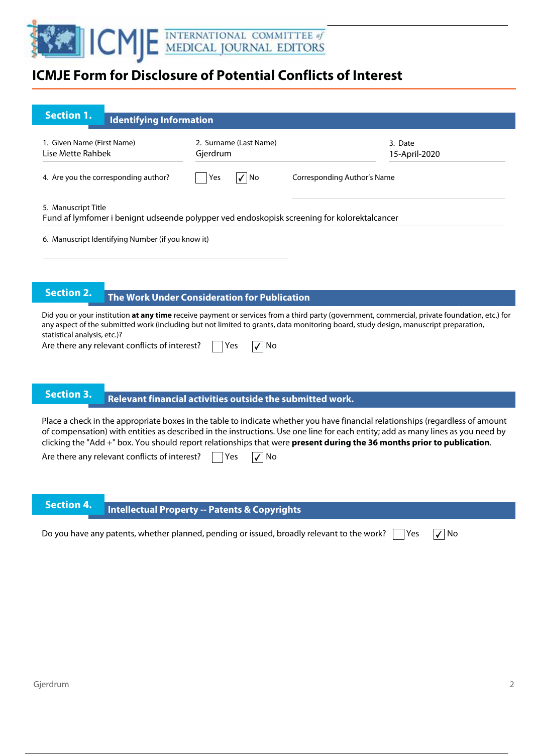# ICMJE Form for Disclosure of Potential Conflicts of Interest

## Section 1. Identifying Information

1. Given Name (First Name)
Lise Mette Rahbek

2. Surname (Last Name)
Gjerdrum

3. Date
15-April-2020

4. Are you the corresponding author? ☐ Yes ☑ No

Corresponding Author's Name

5. Manuscript Title
Fund af lymfomer i benignt udseende polypper ved endoskopisk screening for kolorektalcancer

6. Manuscript Identifying Number (if you know it)

## Section 2. The Work Under Consideration for Publication

Did you or your institution **at any time** receive payment or services from a third party (government, commercial, private foundation, etc.) for any aspect of the submitted work (including but not limited to grants, data monitoring board, study design, manuscript preparation, statistical analysis, etc.)?

Are there any relevant conflicts of interest? ☐ Yes ☑ No

## Section 3. Relevant financial activities outside the submitted work.

Place a check in the appropriate boxes in the table to indicate whether you have financial relationships (regardless of amount of compensation) with entities as described in the instructions. Use one line for each entity; add as many lines as you need by clicking the "Add +" box. You should report relationships that were **present during the 36 months prior to publication**.

Are there any relevant conflicts of interest? ☐ Yes ☑ No

## Section 4. Intellectual Property -- Patents & Copyrights

Do you have any patents, whether planned, pending or issued, broadly relevant to the work? ☐ Yes ☑ No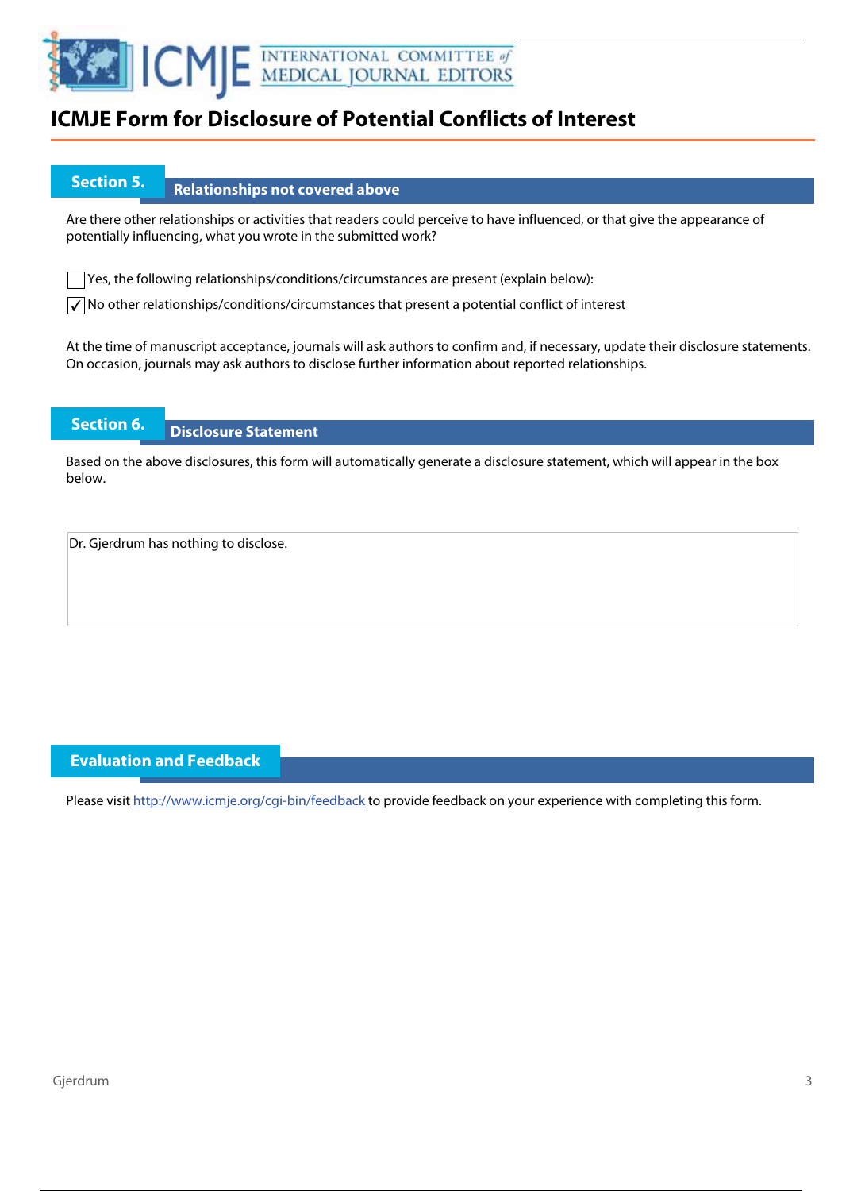# ICMJE Form for Disclosure of Potential Conflicts of Interest

## Section 5. Relationships not covered above

Are there other relationships or activities that readers could perceive to have influenced, or that give the appearance of potentially influencing, what you wrote in the submitted work?

☐ Yes, the following relationships/conditions/circumstances are present (explain below):

☑ No other relationships/conditions/circumstances that present a potential conflict of interest

At the time of manuscript acceptance, journals will ask authors to confirm and, if necessary, update their disclosure statements. On occasion, journals may ask authors to disclose further information about reported relationships.

## Section 6. Disclosure Statement

Based on the above disclosures, this form will automatically generate a disclosure statement, which will appear in the box below.

Dr. Gjerdrum has nothing to disclose.

## Evaluation and Feedback

Please visit http://www.icmje.org/cgi-bin/feedback to provide feedback on your experience with completing this form.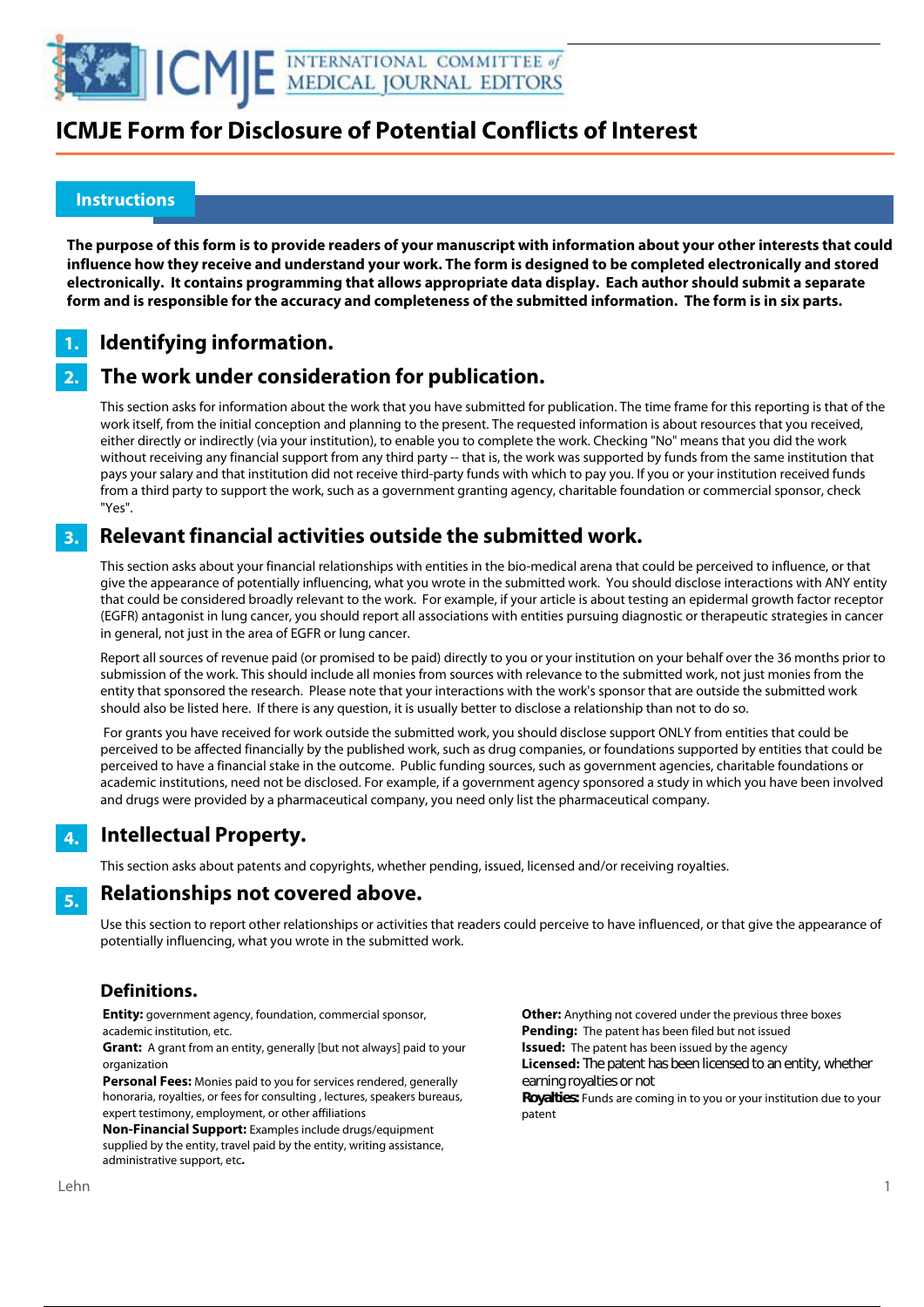# ICMJE Form for Disclosure of Potential Conflicts of Interest

## Instructions

**The purpose of this form is to provide readers of your manuscript with information about your other interests that could influence how they receive and understand your work. The form is designed to be completed electronically and stored electronically. It contains programming that allows appropriate data display. Each author should submit a separate form and is responsible for the accuracy and completeness of the submitted information. The form is in six parts.**

### 1. Identifying information.

### 2. The work under consideration for publication.

This section asks for information about the work that you have submitted for publication. The time frame for this reporting is that of the work itself, from the initial conception and planning to the present. The requested information is about resources that you received, either directly or indirectly (via your institution), to enable you to complete the work. Checking "No" means that you did the work without receiving any financial support from any third party -- that is, the work was supported by funds from the same institution that pays your salary and that institution did not receive third-party funds with which to pay you. If you or your institution received funds from a third party to support the work, such as a government granting agency, charitable foundation or commercial sponsor, check "Yes".

### 3. Relevant financial activities outside the submitted work.

This section asks about your financial relationships with entities in the bio-medical arena that could be perceived to influence, or that give the appearance of potentially influencing, what you wrote in the submitted work. You should disclose interactions with ANY entity that could be considered broadly relevant to the work. For example, if your article is about testing an epidermal growth factor receptor (EGFR) antagonist in lung cancer, you should report all associations with entities pursuing diagnostic or therapeutic strategies in cancer in general, not just in the area of EGFR or lung cancer.

Report all sources of revenue paid (or promised to be paid) directly to you or your institution on your behalf over the 36 months prior to submission of the work. This should include all monies from sources with relevance to the submitted work, not just monies from the entity that sponsored the research. Please note that your interactions with the work's sponsor that are outside the submitted work should also be listed here. If there is any question, it is usually better to disclose a relationship than not to do so.

For grants you have received for work outside the submitted work, you should disclose support ONLY from entities that could be perceived to be affected financially by the published work, such as drug companies, or foundations supported by entities that could be perceived to have a financial stake in the outcome. Public funding sources, such as government agencies, charitable foundations or academic institutions, need not be disclosed. For example, if a government agency sponsored a study in which you have been involved and drugs were provided by a pharmaceutical company, you need only list the pharmaceutical company.

### 4. Intellectual Property.

This section asks about patents and copyrights, whether pending, issued, licensed and/or receiving royalties.

### 5. Relationships not covered above.

Use this section to report other relationships or activities that readers could perceive to have influenced, or that give the appearance of potentially influencing, what you wrote in the submitted work.

### Definitions.

**Entity:** government agency, foundation, commercial sponsor, academic institution, etc.

**Grant:** A grant from an entity, generally [but not always] paid to your organization

**Personal Fees:** Monies paid to you for services rendered, generally honoraria, royalties, or fees for consulting , lectures, speakers bureaus, expert testimony, employment, or other affiliations

**Non-Financial Support:** Examples include drugs/equipment supplied by the entity, travel paid by the entity, writing assistance, administrative support, etc**.**

**Other:** Anything not covered under the previous three boxes

**Pending:** The patent has been filed but not issued

**Issued:** The patent has been issued by the agency

**Licensed:** The patent has been licensed to an entity, whether earning royalties or not

**Royalties:** Funds are coming in to you or your institution due to your patent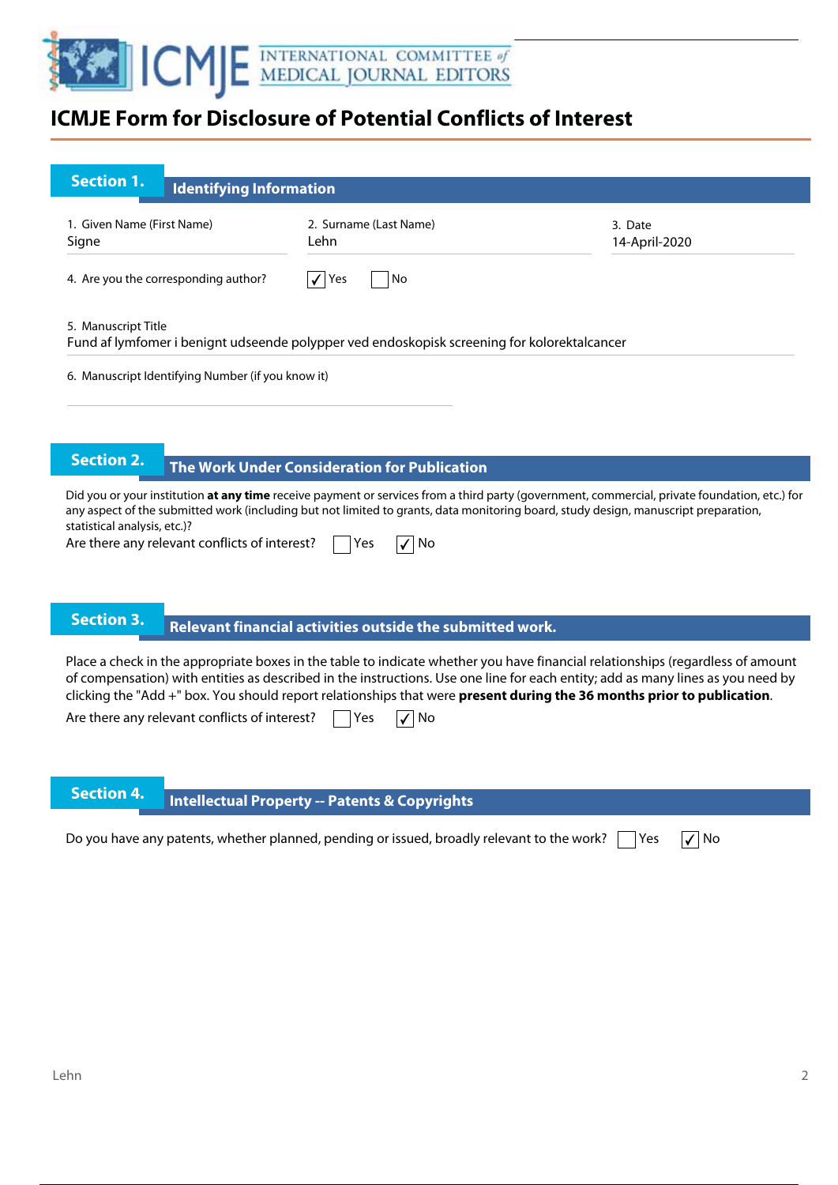# ICMJE Form for Disclosure of Potential Conflicts of Interest

## Section 1. Identifying Information

1. Given Name (First Name)
Signe

2. Surname (Last Name)
Lehn

3. Date
14-April-2020

4. Are you the corresponding author? ☑ Yes ☐ No

5. Manuscript Title
Fund af lymfomer i benignt udseende polypper ved endoskopisk screening for kolorektalcancer

6. Manuscript Identifying Number (if you know it)

## Section 2. The Work Under Consideration for Publication

Did you or your institution **at any time** receive payment or services from a third party (government, commercial, private foundation, etc.) for any aspect of the submitted work (including but not limited to grants, data monitoring board, study design, manuscript preparation, statistical analysis, etc.)?

Are there any relevant conflicts of interest? ☐ Yes ☑ No

## Section 3. Relevant financial activities outside the submitted work.

Place a check in the appropriate boxes in the table to indicate whether you have financial relationships (regardless of amount of compensation) with entities as described in the instructions. Use one line for each entity; add as many lines as you need by clicking the "Add +" box. You should report relationships that were **present during the 36 months prior to publication**.

Are there any relevant conflicts of interest? ☐ Yes ☑ No

## Section 4. Intellectual Property -- Patents & Copyrights

Do you have any patents, whether planned, pending or issued, broadly relevant to the work? ☐ Yes ☑ No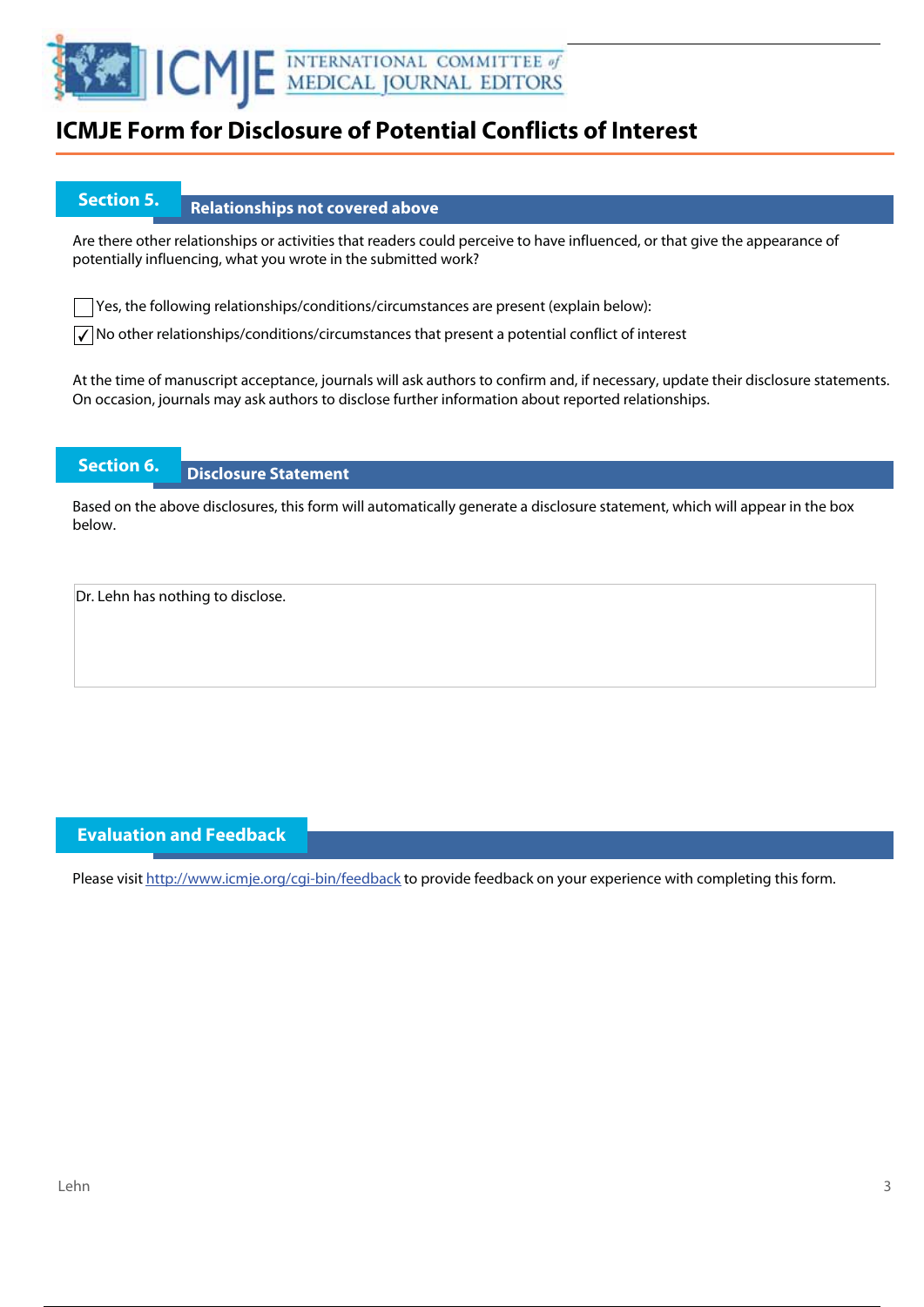# ICMJE Form for Disclosure of Potential Conflicts of Interest

## Section 5. Relationships not covered above

Are there other relationships or activities that readers could perceive to have influenced, or that give the appearance of potentially influencing, what you wrote in the submitted work?

☐ Yes, the following relationships/conditions/circumstances are present (explain below):

☑ No other relationships/conditions/circumstances that present a potential conflict of interest

At the time of manuscript acceptance, journals will ask authors to confirm and, if necessary, update their disclosure statements. On occasion, journals may ask authors to disclose further information about reported relationships.

## Section 6. Disclosure Statement

Based on the above disclosures, this form will automatically generate a disclosure statement, which will appear in the box below.

Dr. Lehn has nothing to disclose.

## Evaluation and Feedback

Please visit http://www.icmje.org/cgi-bin/feedback to provide feedback on your experience with completing this form.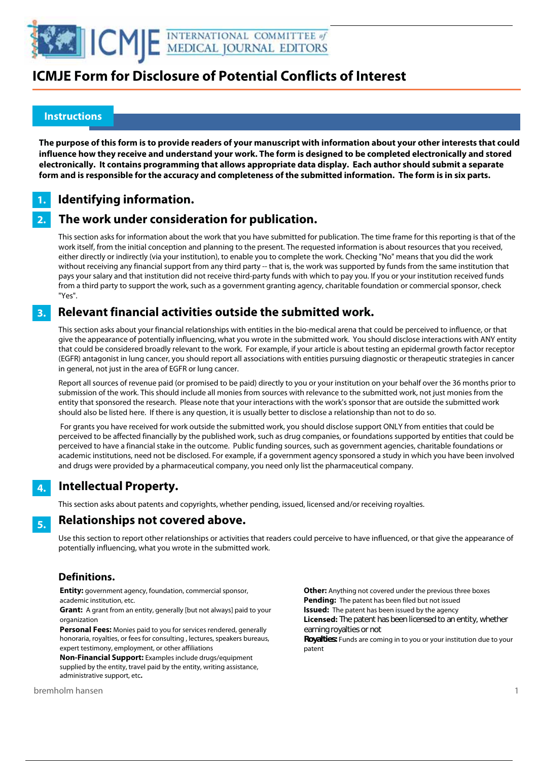# ICMJE Form for Disclosure of Potential Conflicts of Interest

## Instructions

**The purpose of this form is to provide readers of your manuscript with information about your other interests that could influence how they receive and understand your work. The form is designed to be completed electronically and stored electronically. It contains programming that allows appropriate data display. Each author should submit a separate form and is responsible for the accuracy and completeness of the submitted information. The form is in six parts.**

### 1. Identifying information.

### 2. The work under consideration for publication.

This section asks for information about the work that you have submitted for publication. The time frame for this reporting is that of the work itself, from the initial conception and planning to the present. The requested information is about resources that you received, either directly or indirectly (via your institution), to enable you to complete the work. Checking "No" means that you did the work without receiving any financial support from any third party -- that is, the work was supported by funds from the same institution that pays your salary and that institution did not receive third-party funds with which to pay you. If you or your institution received funds from a third party to support the work, such as a government granting agency, charitable foundation or commercial sponsor, check "Yes".

### 3. Relevant financial activities outside the submitted work.

This section asks about your financial relationships with entities in the bio-medical arena that could be perceived to influence, or that give the appearance of potentially influencing, what you wrote in the submitted work. You should disclose interactions with ANY entity that could be considered broadly relevant to the work. For example, if your article is about testing an epidermal growth factor receptor (EGFR) antagonist in lung cancer, you should report all associations with entities pursuing diagnostic or therapeutic strategies in cancer in general, not just in the area of EGFR or lung cancer.

Report all sources of revenue paid (or promised to be paid) directly to you or your institution on your behalf over the 36 months prior to submission of the work. This should include all monies from sources with relevance to the submitted work, not just monies from the entity that sponsored the research. Please note that your interactions with the work's sponsor that are outside the submitted work should also be listed here. If there is any question, it is usually better to disclose a relationship than not to do so.

For grants you have received for work outside the submitted work, you should disclose support ONLY from entities that could be perceived to be affected financially by the published work, such as drug companies, or foundations supported by entities that could be perceived to have a financial stake in the outcome. Public funding sources, such as government agencies, charitable foundations or academic institutions, need not be disclosed. For example, if a government agency sponsored a study in which you have been involved and drugs were provided by a pharmaceutical company, you need only list the pharmaceutical company.

### 4. Intellectual Property.

This section asks about patents and copyrights, whether pending, issued, licensed and/or receiving royalties.

### 5. Relationships not covered above.

Use this section to report other relationships or activities that readers could perceive to have influenced, or that give the appearance of potentially influencing, what you wrote in the submitted work.

### Definitions.

**Entity:** government agency, foundation, commercial sponsor, academic institution, etc.

**Grant:** A grant from an entity, generally [but not always] paid to your organization

**Personal Fees:** Monies paid to you for services rendered, generally honoraria, royalties, or fees for consulting , lectures, speakers bureaus, expert testimony, employment, or other affiliations

**Non-Financial Support:** Examples include drugs/equipment supplied by the entity, travel paid by the entity, writing assistance, administrative support, etc**.**

**Other:** Anything not covered under the previous three boxes

**Pending:** The patent has been filed but not issued

**Issued:** The patent has been issued by the agency

**Licensed:** The patent has been licensed to an entity, whether earning royalties or not

**Royalties:** Funds are coming in to you or your institution due to your patent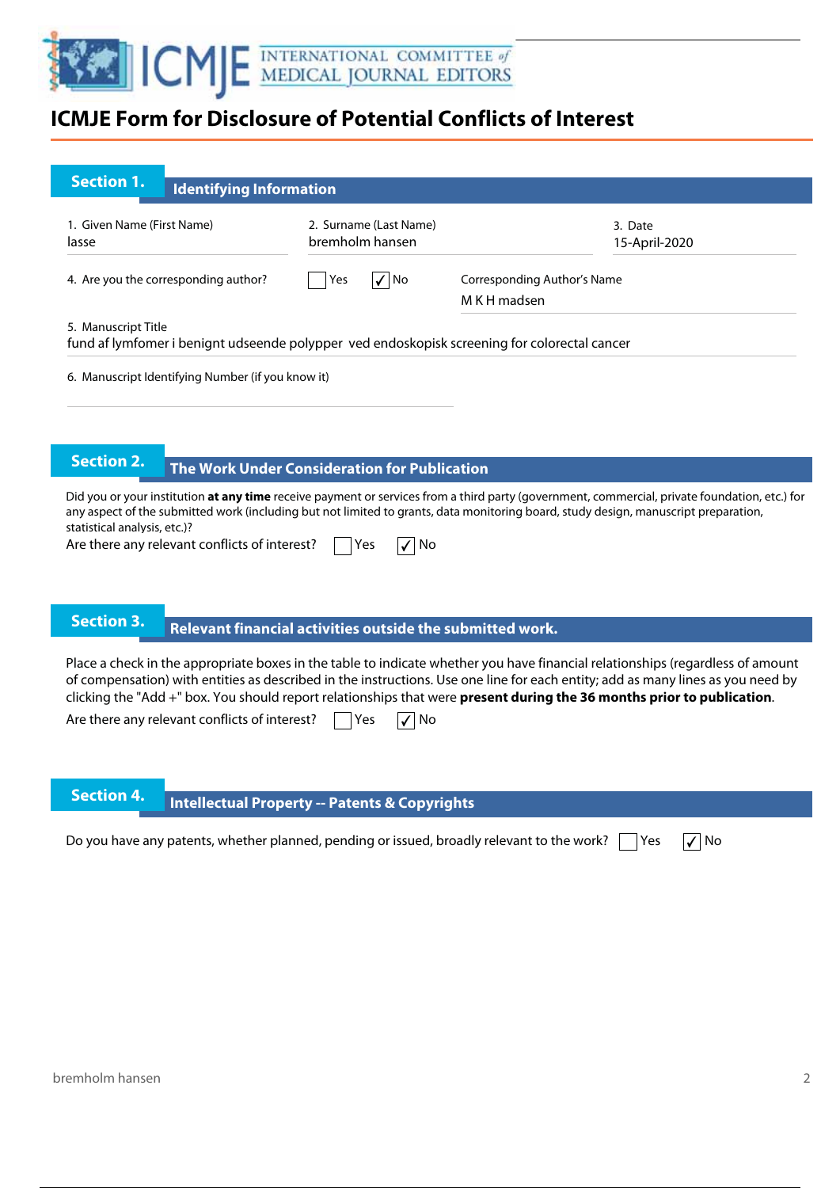# ICMJE Form for Disclosure of Potential Conflicts of Interest

## Section 1. Identifying Information

1. Given Name (First Name)
lasse

2. Surname (Last Name)
bremholm hansen

3. Date
15-April-2020

4. Are you the corresponding author? ☐ Yes ☑ No

Corresponding Author's Name
M K H madsen

5. Manuscript Title
fund af lymfomer i benignt udseende polypper ved endoskopisk screening for colorectal cancer

6. Manuscript Identifying Number (if you know it)

## Section 2. The Work Under Consideration for Publication

Did you or your institution **at any time** receive payment or services from a third party (government, commercial, private foundation, etc.) for any aspect of the submitted work (including but not limited to grants, data monitoring board, study design, manuscript preparation, statistical analysis, etc.)?

Are there any relevant conflicts of interest? ☐ Yes ☑ No

## Section 3. Relevant financial activities outside the submitted work.

Place a check in the appropriate boxes in the table to indicate whether you have financial relationships (regardless of amount of compensation) with entities as described in the instructions. Use one line for each entity; add as many lines as you need by clicking the "Add +" box. You should report relationships that were **present during the 36 months prior to publication**.

Are there any relevant conflicts of interest? ☐ Yes ☑ No

## Section 4. Intellectual Property -- Patents & Copyrights

Do you have any patents, whether planned, pending or issued, broadly relevant to the work? ☐ Yes ☑ No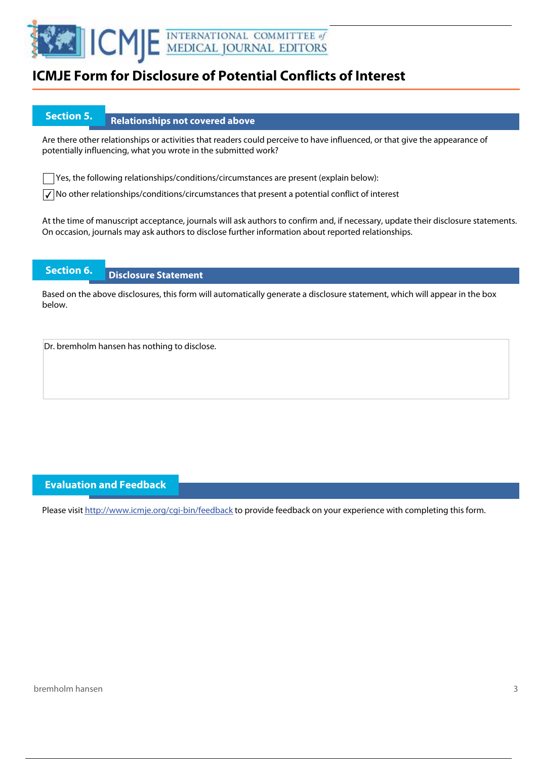# ICMJE Form for Disclosure of Potential Conflicts of Interest

## Section 5. Relationships not covered above

Are there other relationships or activities that readers could perceive to have influenced, or that give the appearance of potentially influencing, what you wrote in the submitted work?

☐ Yes, the following relationships/conditions/circumstances are present (explain below):

☑ No other relationships/conditions/circumstances that present a potential conflict of interest

At the time of manuscript acceptance, journals will ask authors to confirm and, if necessary, update their disclosure statements. On occasion, journals may ask authors to disclose further information about reported relationships.

## Section 6. Disclosure Statement

Based on the above disclosures, this form will automatically generate a disclosure statement, which will appear in the box below.

Dr. bremholm hansen has nothing to disclose.

## Evaluation and Feedback

Please visit http://www.icmje.org/cgi-bin/feedback to provide feedback on your experience with completing this form.